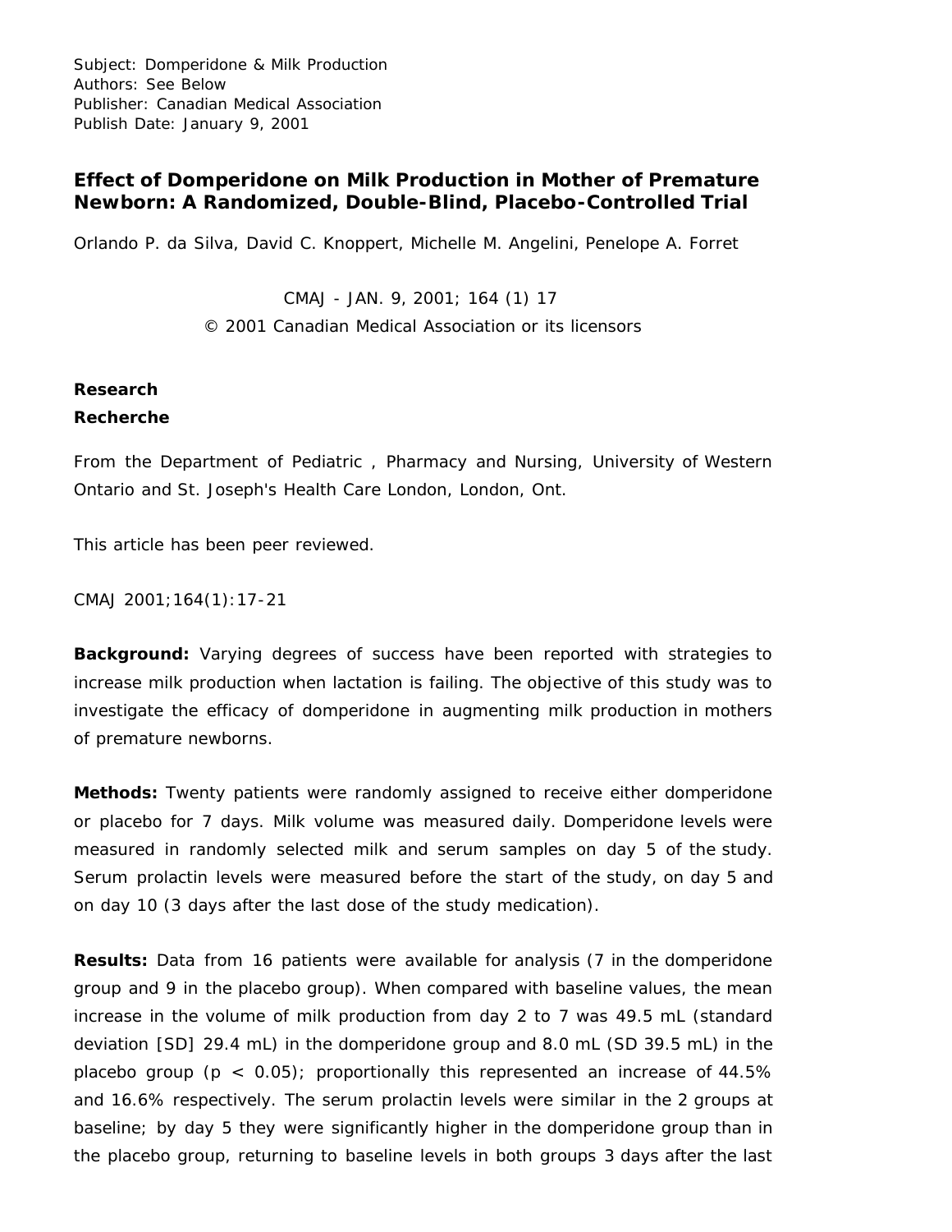Subject: Domperidone & Milk Production
Authors: See Below
Publisher: Canadian Medical Association
Publish Date: January 9, 2001

# Effect of Domperidone on Milk Production in Mother of Premature Newborn: A Randomized, Double-Blind, Placebo-Controlled Trial

Orlando P. da Silva, David C. Knoppert, Michelle M. Angelini, Penelope A. Forret

CMAJ - JAN. 9, 2001; 164 (1) 17
© 2001 Canadian Medical Association or its licensors

**Research**
**Recherche**

From the Department of Pediatric , Pharmacy and Nursing, University of Western Ontario and St. Joseph's Health Care London, London, Ont.

This article has been peer reviewed.

CMAJ 2001;164(1):17-21

**Background:** Varying degrees of success have been reported with strategies to increase milk production when lactation is failing. The objective of this study was to investigate the efficacy of domperidone in augmenting milk production in mothers of premature newborns.

**Methods:** Twenty patients were randomly assigned to receive either domperidone or placebo for 7 days. Milk volume was measured daily. Domperidone levels were measured in randomly selected milk and serum samples on day 5 of the study. Serum prolactin levels were measured before the start of the study, on day 5 and on day 10 (3 days after the last dose of the study medication).

**Results:** Data from 16 patients were available for analysis (7 in the domperidone group and 9 in the placebo group). When compared with baseline values, the mean increase in the volume of milk production from day 2 to 7 was 49.5 mL (standard deviation [SD] 29.4 mL) in the domperidone group and 8.0 mL (SD 39.5 mL) in the placebo group ($p < 0.05$); proportionally this represented an increase of 44.5% and 16.6% respectively. The serum prolactin levels were similar in the 2 groups at baseline; by day 5 they were significantly higher in the domperidone group than in the placebo group, returning to baseline levels in both groups 3 days after the last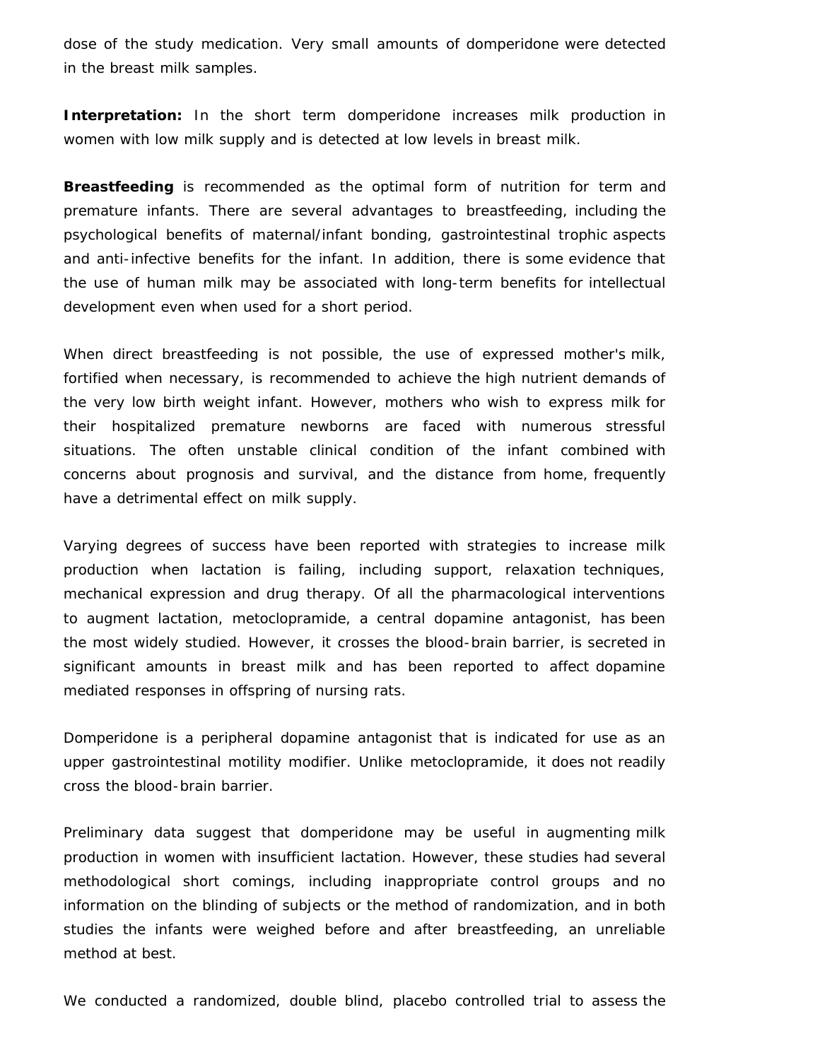dose of the study medication. Very small amounts of domperidone were detected in the breast milk samples.

**Interpretation:** In the short term domperidone increases milk production in women with low milk supply and is detected at low levels in breast milk.

**Breastfeeding** is recommended as the optimal form of nutrition for term and premature infants. There are several advantages to breastfeeding, including the psychological benefits of maternal/infant bonding, gastrointestinal trophic aspects and anti-infective benefits for the infant. In addition, there is some evidence that the use of human milk may be associated with long-term benefits for intellectual development even when used for a short period.

When direct breastfeeding is not possible, the use of expressed mother's milk, fortified when necessary, is recommended to achieve the high nutrient demands of the very low birth weight infant. However, mothers who wish to express milk for their hospitalized premature newborns are faced with numerous stressful situations. The often unstable clinical condition of the infant combined with concerns about prognosis and survival, and the distance from home, frequently have a detrimental effect on milk supply.

Varying degrees of success have been reported with strategies to increase milk production when lactation is failing, including support, relaxation techniques, mechanical expression and drug therapy. Of all the pharmacological interventions to augment lactation, metoclopramide, a central dopamine antagonist, has been the most widely studied. However, it crosses the blood-brain barrier, is secreted in significant amounts in breast milk and has been reported to affect dopamine mediated responses in offspring of nursing rats.

Domperidone is a peripheral dopamine antagonist that is indicated for use as an upper gastrointestinal motility modifier. Unlike metoclopramide, it does not readily cross the blood-brain barrier.

Preliminary data suggest that domperidone may be useful in augmenting milk production in women with insufficient lactation. However, these studies had several methodological short comings, including inappropriate control groups and no information on the blinding of subjects or the method of randomization, and in both studies the infants were weighed before and after breastfeeding, an unreliable method at best.

We conducted a randomized, double blind, placebo controlled trial to assess the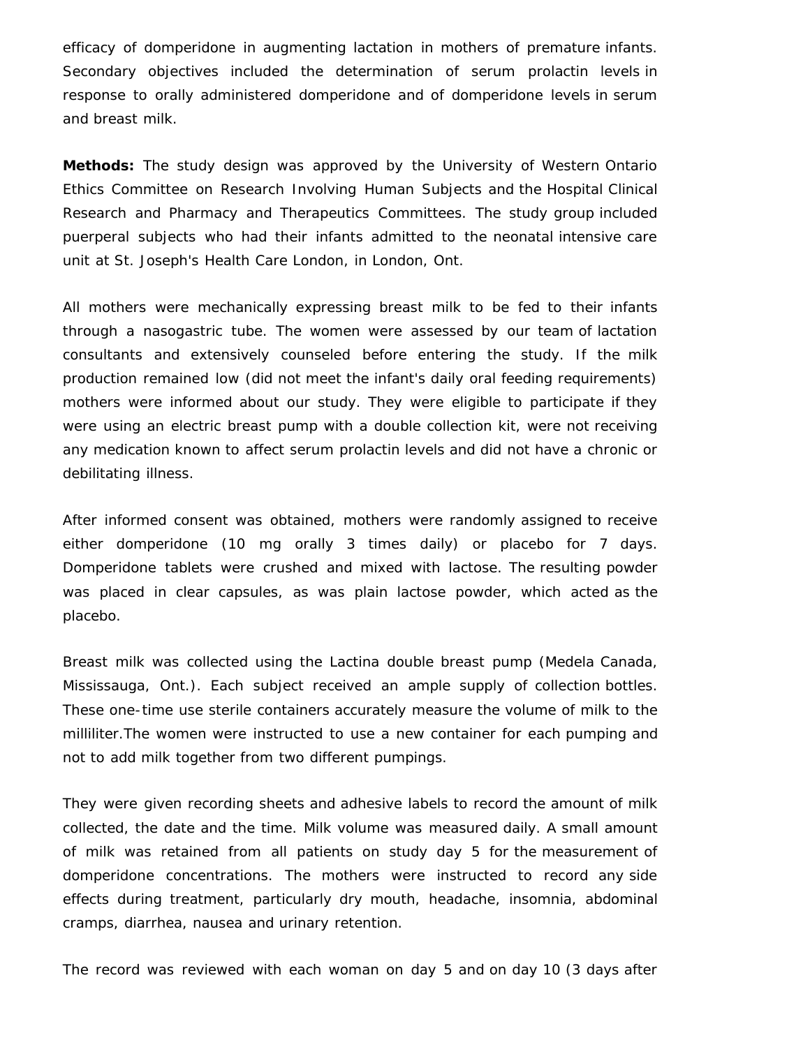efficacy of domperidone in augmenting lactation in mothers of premature infants. Secondary objectives included the determination of serum prolactin levels in response to orally administered domperidone and of domperidone levels in serum and breast milk.

**Methods:** The study design was approved by the University of Western Ontario Ethics Committee on Research Involving Human Subjects and the Hospital Clinical Research and Pharmacy and Therapeutics Committees. The study group included puerperal subjects who had their infants admitted to the neonatal intensive care unit at St. Joseph's Health Care London, in London, Ont.

All mothers were mechanically expressing breast milk to be fed to their infants through a nasogastric tube. The women were assessed by our team of lactation consultants and extensively counseled before entering the study. If the milk production remained low (did not meet the infant's daily oral feeding requirements) mothers were informed about our study. They were eligible to participate if they were using an electric breast pump with a double collection kit, were not receiving any medication known to affect serum prolactin levels and did not have a chronic or debilitating illness.

After informed consent was obtained, mothers were randomly assigned to receive either domperidone (10 mg orally 3 times daily) or placebo for 7 days. Domperidone tablets were crushed and mixed with lactose. The resulting powder was placed in clear capsules, as was plain lactose powder, which acted as the placebo.

Breast milk was collected using the Lactina double breast pump (Medela Canada, Mississauga, Ont.). Each subject received an ample supply of collection bottles. These one-time use sterile containers accurately measure the volume of milk to the milliliter.The women were instructed to use a new container for each pumping and not to add milk together from two different pumpings.

They were given recording sheets and adhesive labels to record the amount of milk collected, the date and the time. Milk volume was measured daily. A small amount of milk was retained from all patients on study day 5 for the measurement of domperidone concentrations. The mothers were instructed to record any side effects during treatment, particularly dry mouth, headache, insomnia, abdominal cramps, diarrhea, nausea and urinary retention.

The record was reviewed with each woman on day 5 and on day 10 (3 days after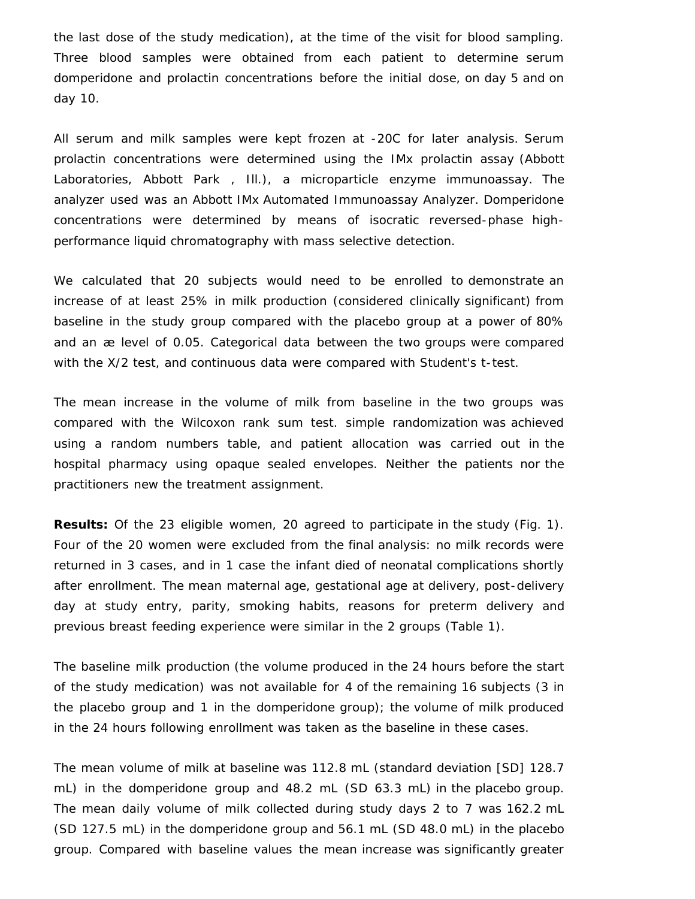the last dose of the study medication), at the time of the visit for blood sampling. Three blood samples were obtained from each patient to determine serum domperidone and prolactin concentrations before the initial dose, on day 5 and on day 10.

All serum and milk samples were kept frozen at -20C for later analysis. Serum prolactin concentrations were determined using the IMx prolactin assay (Abbott Laboratories, Abbott Park , Ill.), a microparticle enzyme immunoassay. The analyzer used was an Abbott IMx Automated Immunoassay Analyzer. Domperidone concentrations were determined by means of isocratic reversed-phase high-performance liquid chromatography with mass selective detection.

We calculated that 20 subjects would need to be enrolled to demonstrate an increase of at least 25% in milk production (considered clinically significant) from baseline in the study group compared with the placebo group at a power of 80% and an æ level of 0.05. Categorical data between the two groups were compared with the X/2 test, and continuous data were compared with Student's t-test.

The mean increase in the volume of milk from baseline in the two groups was compared with the Wilcoxon rank sum test. simple randomization was achieved using a random numbers table, and patient allocation was carried out in the hospital pharmacy using opaque sealed envelopes. Neither the patients nor the practitioners new the treatment assignment.

**Results:** Of the 23 eligible women, 20 agreed to participate in the study (Fig. 1). Four of the 20 women were excluded from the final analysis: no milk records were returned in 3 cases, and in 1 case the infant died of neonatal complications shortly after enrollment. The mean maternal age, gestational age at delivery, post-delivery day at study entry, parity, smoking habits, reasons for preterm delivery and previous breast feeding experience were similar in the 2 groups (Table 1).

The baseline milk production (the volume produced in the 24 hours before the start of the study medication) was not available for 4 of the remaining 16 subjects (3 in the placebo group and 1 in the domperidone group); the volume of milk produced in the 24 hours following enrollment was taken as the baseline in these cases.

The mean volume of milk at baseline was 112.8 mL (standard deviation [SD] 128.7 mL) in the domperidone group and 48.2 mL (SD 63.3 mL) in the placebo group. The mean daily volume of milk collected during study days 2 to 7 was 162.2 mL (SD 127.5 mL) in the domperidone group and 56.1 mL (SD 48.0 mL) in the placebo group. Compared with baseline values the mean increase was significantly greater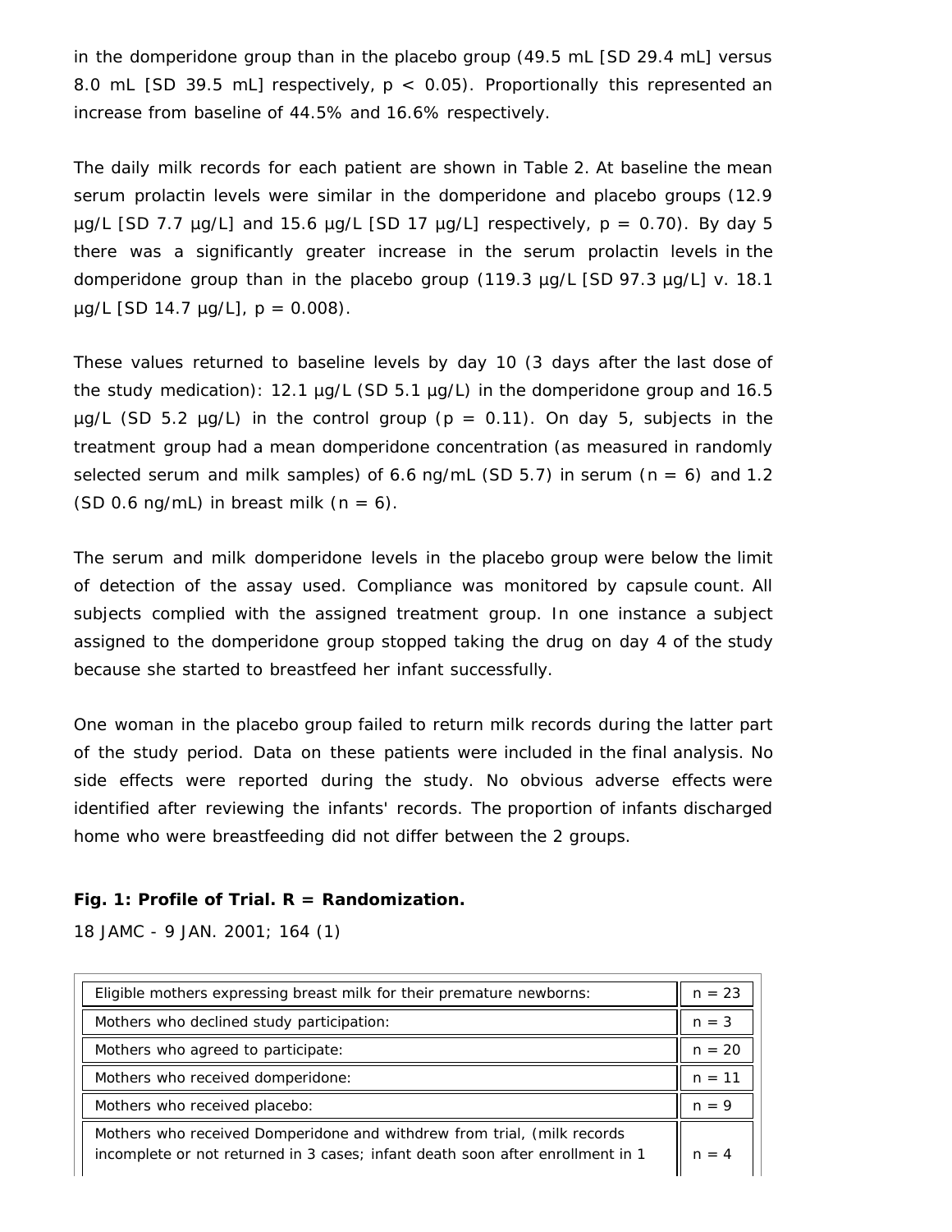in the domperidone group than in the placebo group (49.5 mL [SD 29.4 mL] versus 8.0 mL [SD 39.5 mL] respectively, $p < 0.05$). Proportionally this represented an increase from baseline of 44.5% and 16.6% respectively.

The daily milk records for each patient are shown in Table 2. At baseline the mean serum prolactin levels were similar in the domperidone and placebo groups (12.9 µg/L [SD 7.7 µg/L] and 15.6 µg/L [SD 17 µg/L] respectively, $p = 0.70$). By day 5 there was a significantly greater increase in the serum prolactin levels in the domperidone group than in the placebo group (119.3 µg/L [SD 97.3 µg/L] v. 18.1 µg/L [SD 14.7 µg/L], $p = 0.008$).

These values returned to baseline levels by day 10 (3 days after the last dose of the study medication): 12.1 µg/L (SD 5.1 µg/L) in the domperidone group and 16.5 µg/L (SD 5.2 µg/L) in the control group ($p = 0.11$). On day 5, subjects in the treatment group had a mean domperidone concentration (as measured in randomly selected serum and milk samples) of 6.6 ng/mL (SD 5.7) in serum ($n = 6$) and 1.2 (SD 0.6 ng/mL) in breast milk ($n = 6$).

The serum and milk domperidone levels in the placebo group were below the limit of detection of the assay used. Compliance was monitored by capsule count. All subjects complied with the assigned treatment group. In one instance a subject assigned to the domperidone group stopped taking the drug on day 4 of the study because she started to breastfeed her infant successfully.

One woman in the placebo group failed to return milk records during the latter part of the study period. Data on these patients were included in the final analysis. No side effects were reported during the study. No obvious adverse effects were identified after reviewing the infants' records. The proportion of infants discharged home who were breastfeeding did not differ between the 2 groups.

**Fig. 1: Profile of Trial. R = Randomization.**

| | |
|---|---|
| Eligible mothers expressing breast milk for their premature newborns: | n = 23 |
| Mothers who declined study participation: | n = 3 |
| Mothers who agreed to participate: | n = 20 |
| Mothers who received domperidone: | n = 11 |
| Mothers who received placebo: | n = 9 |
| Mothers who received Domperidone and withdrew from trial, (milk records incomplete or not returned in 3 cases; infant death soon after enrollment in 1 | n = 4 |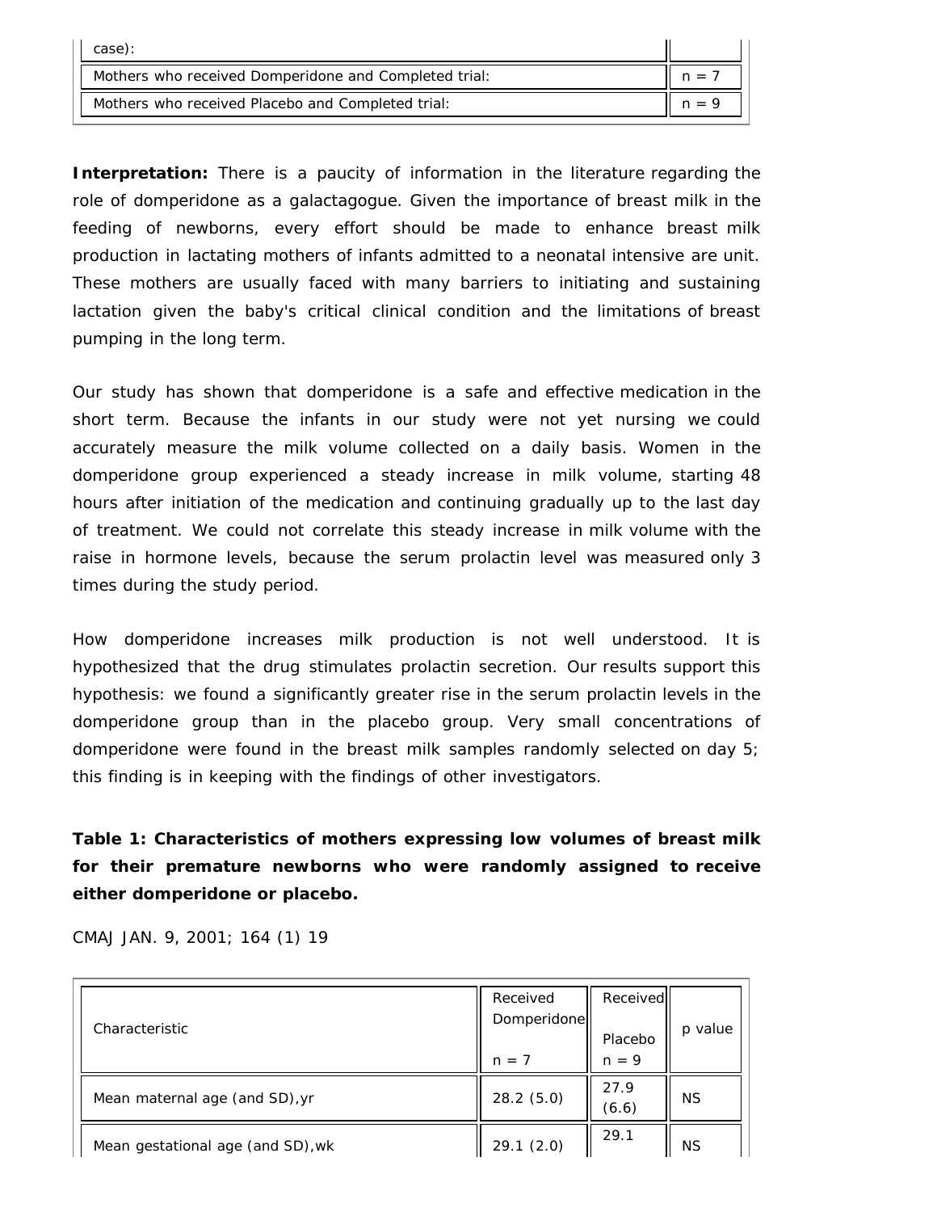| case): | |
|---|---|
| Mothers who received Domperidone and Completed trial: | n = 7 |
| Mothers who received Placebo and Completed trial: | n = 9 |

**Interpretation:** There is a paucity of information in the literature regarding the role of domperidone as a galactagogue. Given the importance of breast milk in the feeding of newborns, every effort should be made to enhance breast milk production in lactating mothers of infants admitted to a neonatal intensive are unit. These mothers are usually faced with many barriers to initiating and sustaining lactation given the baby's critical clinical condition and the limitations of breast pumping in the long term.

Our study has shown that domperidone is a safe and effective medication in the short term. Because the infants in our study were not yet nursing we could accurately measure the milk volume collected on a daily basis. Women in the domperidone group experienced a steady increase in milk volume, starting 48 hours after initiation of the medication and continuing gradually up to the last day of treatment. We could not correlate this steady increase in milk volume with the raise in hormone levels, because the serum prolactin level was measured only 3 times during the study period.

How domperidone increases milk production is not well understood. It is hypothesized that the drug stimulates prolactin secretion. Our results support this hypothesis: we found a significantly greater rise in the serum prolactin levels in the domperidone group than in the placebo group. Very small concentrations of domperidone were found in the breast milk samples randomly selected on day 5; this finding is in keeping with the findings of other investigators.

**Table 1: Characteristics of mothers expressing low volumes of breast milk for their premature newborns who were randomly assigned to receive either domperidone or placebo.**

CMAJ JAN. 9, 2001; 164 (1) 19

| Characteristic | Received Domperidone n = 7 | Received Placebo n = 9 | p value |
|---|---|---|---|
| Mean maternal age (and SD), yr | 28.2 (5.0) | 27.9 (6.6) | NS |
| Mean gestational age (and SD), wk | 29.1 (2.0) | 29.1 | NS |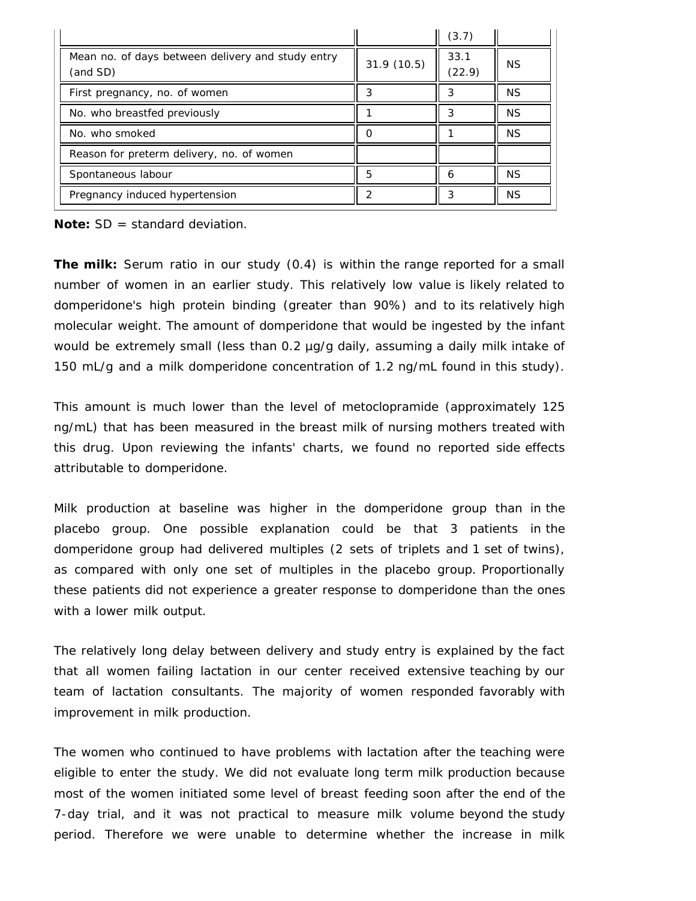| | | | |
|---|---|---|---|
| | | (3.7) | |
| Mean no. of days between delivery and study entry (and SD) | 31.9 (10.5) | 33.1 (22.9) | NS |
| First pregnancy, no. of women | 3 | 3 | NS |
| No. who breastfed previously | 1 | 3 | NS |
| No. who smoked | 0 | 1 | NS |
| Reason for preterm delivery, no. of women | | | |
| Spontaneous labour | 5 | 6 | NS |
| Pregnancy induced hypertension | 2 | 3 | NS |

**Note:** SD = standard deviation.

**The milk:** Serum ratio in our study (0.4) is within the range reported for a small number of women in an earlier study. This relatively low value is likely related to domperidone's high protein binding (greater than 90%) and to its relatively high molecular weight. The amount of domperidone that would be ingested by the infant would be extremely small (less than 0.2 µg/g daily, assuming a daily milk intake of 150 mL/g and a milk domperidone concentration of 1.2 ng/mL found in this study).

This amount is much lower than the level of metoclopramide (approximately 125 ng/mL) that has been measured in the breast milk of nursing mothers treated with this drug. Upon reviewing the infants' charts, we found no reported side effects attributable to domperidone.

Milk production at baseline was higher in the domperidone group than in the placebo group. One possible explanation could be that 3 patients in the domperidone group had delivered multiples (2 sets of triplets and 1 set of twins), as compared with only one set of multiples in the placebo group. Proportionally these patients did not experience a greater response to domperidone than the ones with a lower milk output.

The relatively long delay between delivery and study entry is explained by the fact that all women failing lactation in our center received extensive teaching by our team of lactation consultants. The majority of women responded favorably with improvement in milk production.

The women who continued to have problems with lactation after the teaching were eligible to enter the study. We did not evaluate long term milk production because most of the women initiated some level of breast feeding soon after the end of the 7-day trial, and it was not practical to measure milk volume beyond the study period. Therefore we were unable to determine whether the increase in milk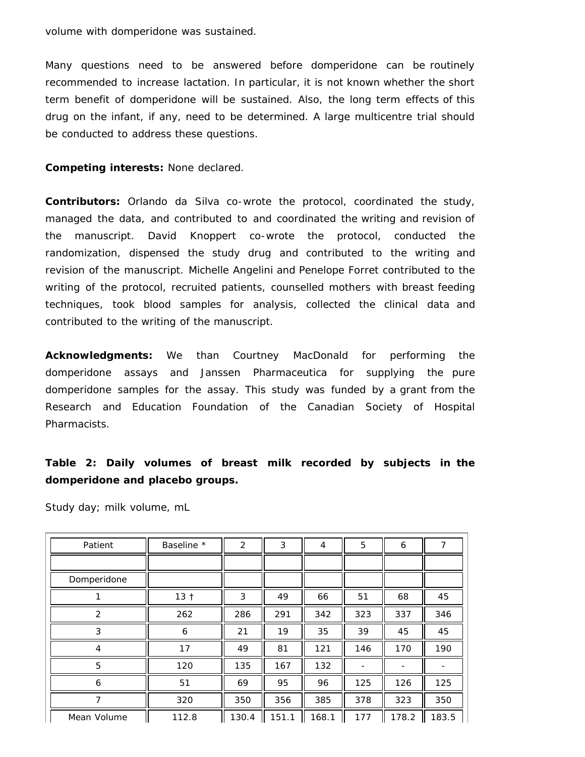volume with domperidone was sustained.

Many questions need to be answered before domperidone can be routinely recommended to increase lactation. In particular, it is not known whether the short term benefit of domperidone will be sustained. Also, the long term effects of this drug on the infant, if any, need to be determined. A large multicentre trial should be conducted to address these questions.

**Competing interests:** None declared.

**Contributors:** Orlando da Silva co-wrote the protocol, coordinated the study, managed the data, and contributed to and coordinated the writing and revision of the manuscript. David Knoppert co-wrote the protocol, conducted the randomization, dispensed the study drug and contributed to the writing and revision of the manuscript. Michelle Angelini and Penelope Forret contributed to the writing of the protocol, recruited patients, counselled mothers with breast feeding techniques, took blood samples for analysis, collected the clinical data and contributed to the writing of the manuscript.

**Acknowledgments:** We than Courtney MacDonald for performing the domperidone assays and Janssen Pharmaceutica for supplying the pure domperidone samples for the assay. This study was funded by a grant from the Research and Education Foundation of the Canadian Society of Hospital Pharmacists.

**Table 2: Daily volumes of breast milk recorded by subjects in the domperidone and placebo groups.**

Study day; milk volume, mL

| Patient | Baseline * | 2 | 3 | 4 | 5 | 6 | 7 |
|---|---|---|---|---|---|---|---|
| | | | | | | | |
| Domperidone | | | | | | | |
| 1 | 13 † | 3 | 49 | 66 | 51 | 68 | 45 |
| 2 | 262 | 286 | 291 | 342 | 323 | 337 | 346 |
| 3 | 6 | 21 | 19 | 35 | 39 | 45 | 45 |
| 4 | 17 | 49 | 81 | 121 | 146 | 170 | 190 |
| 5 | 120 | 135 | 167 | 132 | - | - | - |
| 6 | 51 | 69 | 95 | 96 | 125 | 126 | 125 |
| 7 | 320 | 350 | 356 | 385 | 378 | 323 | 350 |
| Mean Volume | 112.8 | 130.4 | 151.1 | 168.1 | 177 | 178.2 | 183.5 |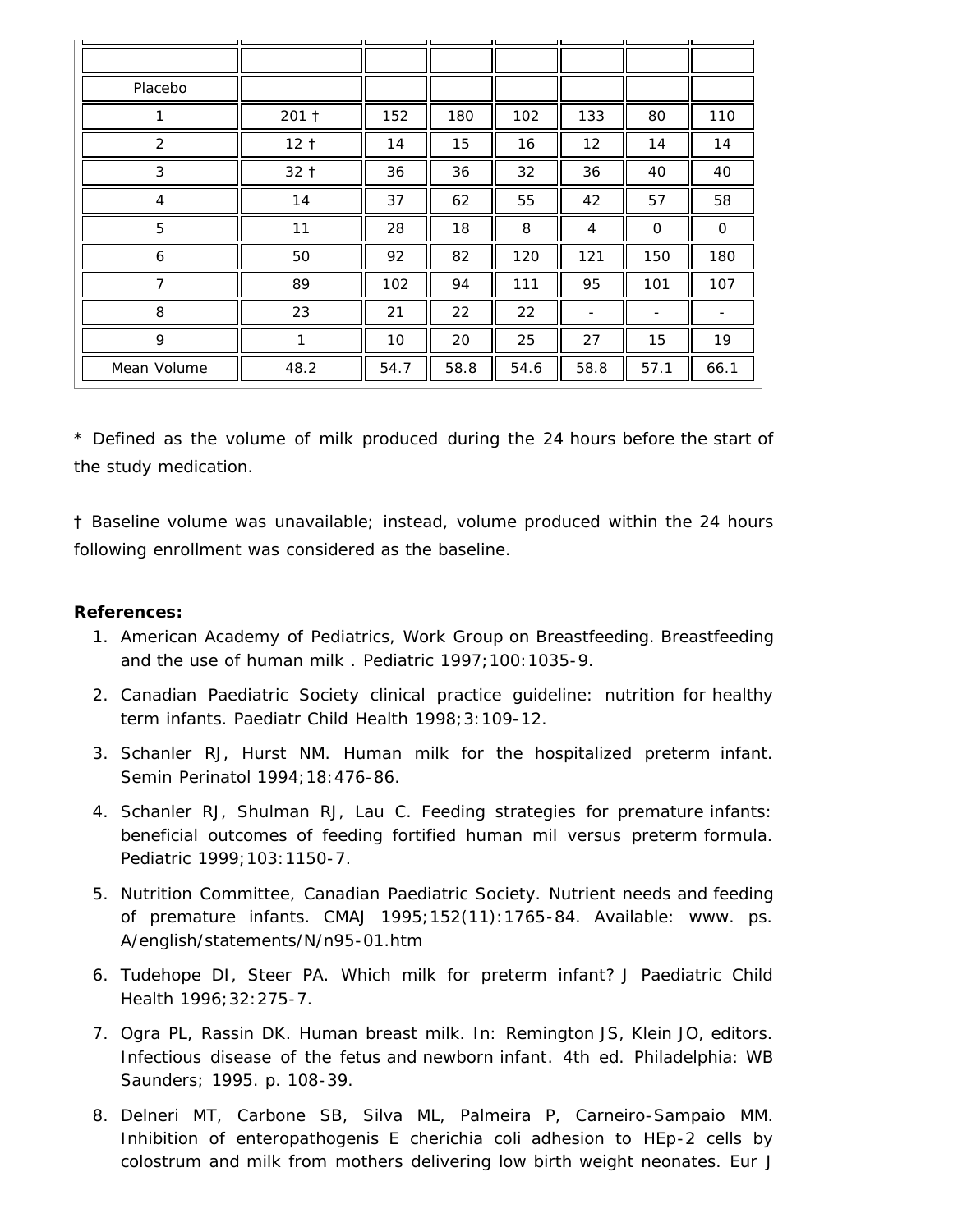| | | | | | | | |
|---|---|---|---|---|---|---|---|
| | | | | | | | |
| Placebo | | | | | | | |
| 1 | 201 † | 152 | 180 | 102 | 133 | 80 | 110 |
| 2 | 12 † | 14 | 15 | 16 | 12 | 14 | 14 |
| 3 | 32 † | 36 | 36 | 32 | 36 | 40 | 40 |
| 4 | 14 | 37 | 62 | 55 | 42 | 57 | 58 |
| 5 | 11 | 28 | 18 | 8 | 4 | 0 | 0 |
| 6 | 50 | 92 | 82 | 120 | 121 | 150 | 180 |
| 7 | 89 | 102 | 94 | 111 | 95 | 101 | 107 |
| 8 | 23 | 21 | 22 | 22 | - | - | - |
| 9 | 1 | 10 | 20 | 25 | 27 | 15 | 19 |
| Mean Volume | 48.2 | 54.7 | 58.8 | 54.6 | 58.8 | 57.1 | 66.1 |

* Defined as the volume of milk produced during the 24 hours before the start of the study medication.

† Baseline volume was unavailable; instead, volume produced within the 24 hours following enrollment was considered as the baseline.

**References:**

1. American Academy of Pediatrics, Work Group on Breastfeeding. Breastfeeding and the use of human milk . Pediatric 1997;100:1035-9.
2. Canadian Paediatric Society clinical practice guideline: nutrition for healthy term infants. Paediatr Child Health 1998;3:109-12.
3. Schanler RJ, Hurst NM. Human milk for the hospitalized preterm infant. Semin Perinatol 1994;18:476-86.
4. Schanler RJ, Shulman RJ, Lau C. Feeding strategies for premature infants: beneficial outcomes of feeding fortified human mil versus preterm formula. Pediatric 1999;103:1150-7.
5. Nutrition Committee, Canadian Paediatric Society. Nutrient needs and feeding of premature infants. CMAJ 1995;152(11):1765-84. Available: www. ps. A/english/statements/N/n95-01.htm
6. Tudehope DI, Steer PA. Which milk for preterm infant? J Paediatric Child Health 1996;32:275-7.
7. Ogra PL, Rassin DK. Human breast milk. In: Remington JS, Klein JO, editors. Infectious disease of the fetus and newborn infant. 4th ed. Philadelphia: WB Saunders; 1995. p. 108-39.
8. Delneri MT, Carbone SB, Silva ML, Palmeira P, Carneiro-Sampaio MM. Inhibition of enteropathogenis E cherichia coli adhesion to HEp-2 cells by colostrum and milk from mothers delivering low birth weight neonates. Eur J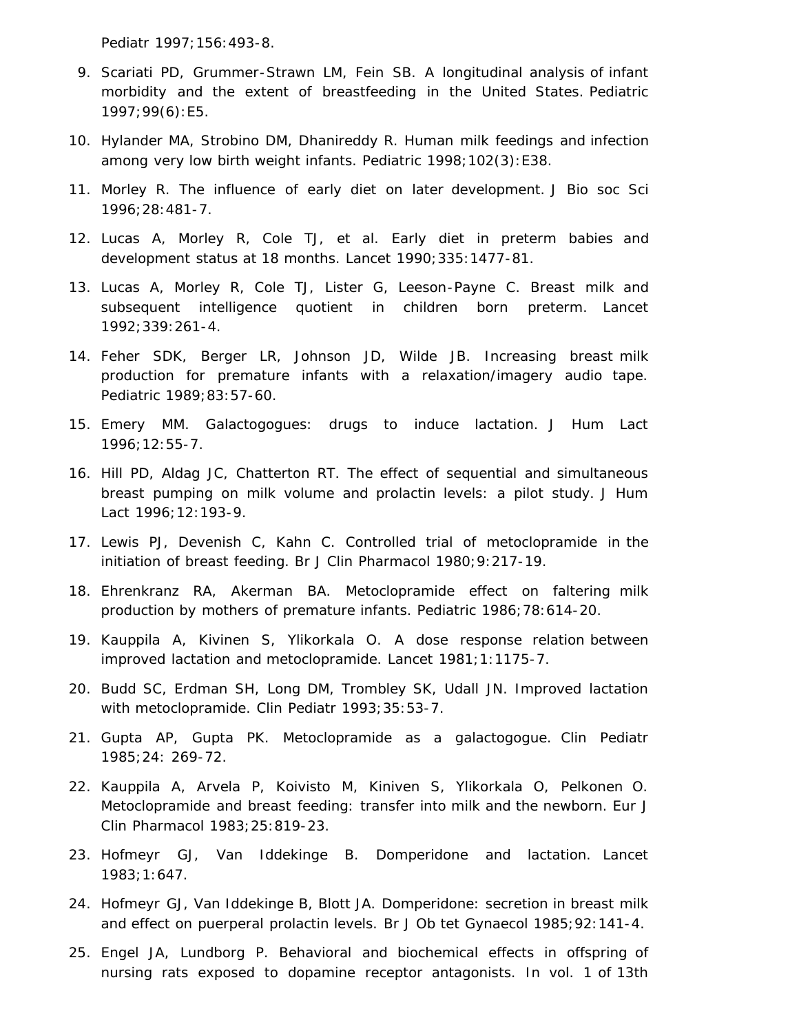Pediatr 1997;156:493-8.

9. Scariati PD, Grummer-Strawn LM, Fein SB. A longitudinal analysis of infant morbidity and the extent of breastfeeding in the United States. Pediatric 1997;99(6):E5.
10. Hylander MA, Strobino DM, Dhanireddy R. Human milk feedings and infection among very low birth weight infants. Pediatric 1998;102(3):E38.
11. Morley R. The influence of early diet on later development. J Bio soc Sci 1996;28:481-7.
12. Lucas A, Morley R, Cole TJ, et al. Early diet in preterm babies and development status at 18 months. Lancet 1990;335:1477-81.
13. Lucas A, Morley R, Cole TJ, Lister G, Leeson-Payne C. Breast milk and subsequent intelligence quotient in children born preterm. Lancet 1992;339:261-4.
14. Feher SDK, Berger LR, Johnson JD, Wilde JB. Increasing breast milk production for premature infants with a relaxation/imagery audio tape. Pediatric 1989;83:57-60.
15. Emery MM. Galactogogues: drugs to induce lactation. J Hum Lact 1996;12:55-7.
16. Hill PD, Aldag JC, Chatterton RT. The effect of sequential and simultaneous breast pumping on milk volume and prolactin levels: a pilot study. J Hum Lact 1996;12:193-9.
17. Lewis PJ, Devenish C, Kahn C. Controlled trial of metoclopramide in the initiation of breast feeding. Br J Clin Pharmacol 1980;9:217-19.
18. Ehrenkranz RA, Akerman BA. Metoclopramide effect on faltering milk production by mothers of premature infants. Pediatric 1986;78:614-20.
19. Kauppila A, Kivinen S, Ylikorkala O. A dose response relation between improved lactation and metoclopramide. Lancet 1981;1:1175-7.
20. Budd SC, Erdman SH, Long DM, Trombley SK, Udall JN. Improved lactation with metoclopramide. Clin Pediatr 1993;35:53-7.
21. Gupta AP, Gupta PK. Metoclopramide as a galactogogue. Clin Pediatr 1985;24: 269-72.
22. Kauppila A, Arvela P, Koivisto M, Kiniven S, Ylikorkala O, Pelkonen O. Metoclopramide and breast feeding: transfer into milk and the newborn. Eur J Clin Pharmacol 1983;25:819-23.
23. Hofmeyr GJ, Van Iddekinge B. Domperidone and lactation. Lancet 1983;1:647.
24. Hofmeyr GJ, Van Iddekinge B, Blott JA. Domperidone: secretion in breast milk and effect on puerperal prolactin levels. Br J Ob tet Gynaecol 1985;92:141-4.
25. Engel JA, Lundborg P. Behavioral and biochemical effects in offspring of nursing rats exposed to dopamine receptor antagonists. In vol. 1 of 13th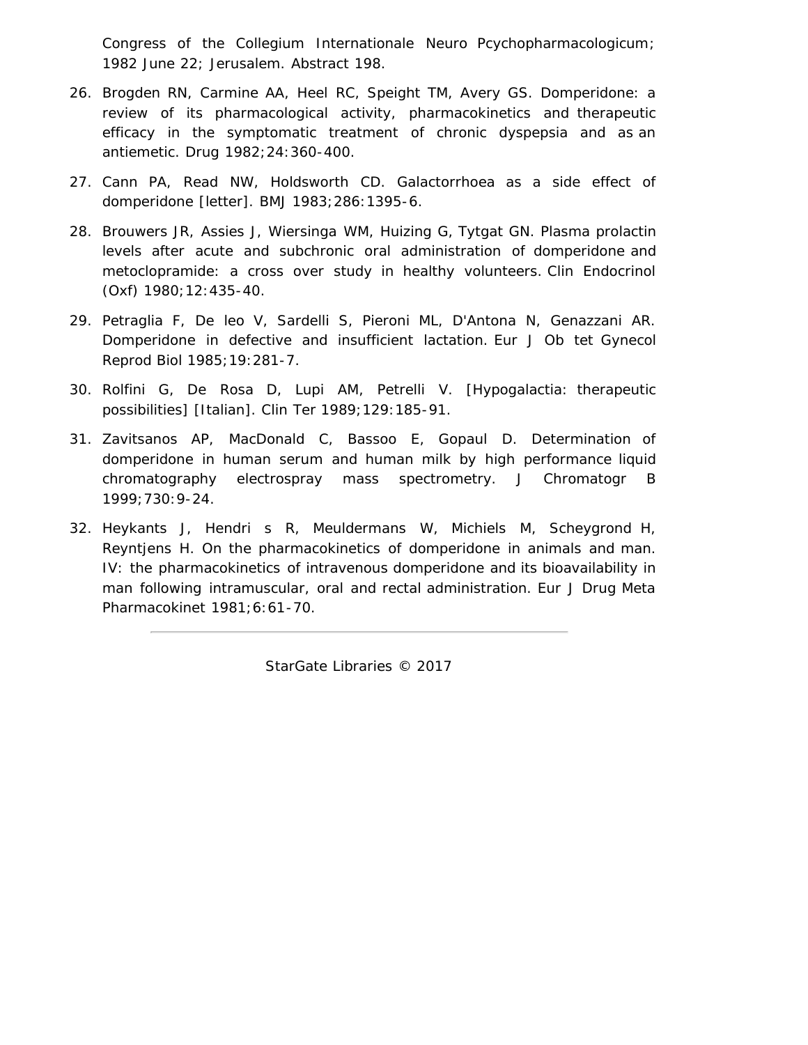Congress of the Collegium Internationale Neuro Pcychopharmacologicum; 1982 June 22; Jerusalem. Abstract 198.

26. Brogden RN, Carmine AA, Heel RC, Speight TM, Avery GS. Domperidone: a review of its pharmacological activity, pharmacokinetics and therapeutic efficacy in the symptomatic treatment of chronic dyspepsia and as an antiemetic. Drug 1982;24:360-400.

27. Cann PA, Read NW, Holdsworth CD. Galactorrhoea as a side effect of domperidone [letter]. BMJ 1983;286:1395-6.

28. Brouwers JR, Assies J, Wiersinga WM, Huizing G, Tytgat GN. Plasma prolactin levels after acute and subchronic oral administration of domperidone and metoclopramide: a cross over study in healthy volunteers. Clin Endocrinol (Oxf) 1980;12:435-40.

29. Petraglia F, De leo V, Sardelli S, Pieroni ML, D'Antona N, Genazzani AR. Domperidone in defective and insufficient lactation. Eur J Ob tet Gynecol Reprod Biol 1985;19:281-7.

30. Rolfini G, De Rosa D, Lupi AM, Petrelli V. [Hypogalactia: therapeutic possibilities] [Italian]. Clin Ter 1989;129:185-91.

31. Zavitsanos AP, MacDonald C, Bassoo E, Gopaul D. Determination of domperidone in human serum and human milk by high performance liquid chromatography electrospray mass spectrometry. J Chromatogr B 1999;730:9-24.

32. Heykants J, Hendri s R, Meuldermans W, Michiels M, Scheygrond H, Reyntjens H. On the pharmacokinetics of domperidone in animals and man. IV: the pharmacokinetics of intravenous domperidone and its bioavailability in man following intramuscular, oral and rectal administration. Eur J Drug Meta Pharmacokinet 1981;6:61-70.

---

StarGate Libraries © 2017